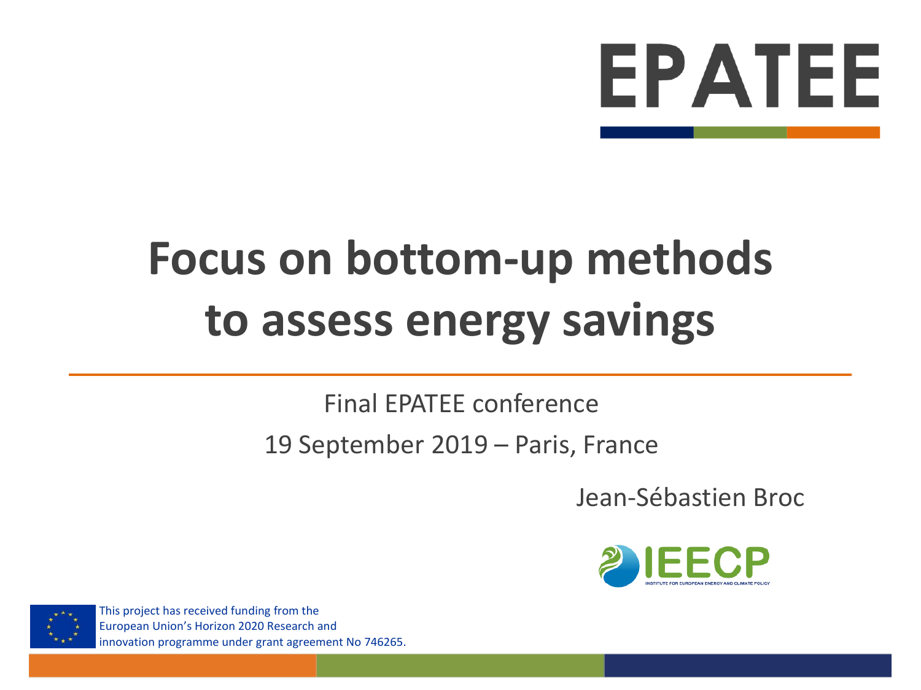EPATEE

# Focus on bottom-up methods to assess energy savings

Final EPATEE conference

19 September 2019 – Paris, France

Jean-Sébastien Broc

IEECP

INSTITUTE FOR EUROPEAN ENERGY AND CLIMATE POLICY

This project has received funding from the European Union's Horizon 2020 Research and innovation programme under grant agreement No 746265.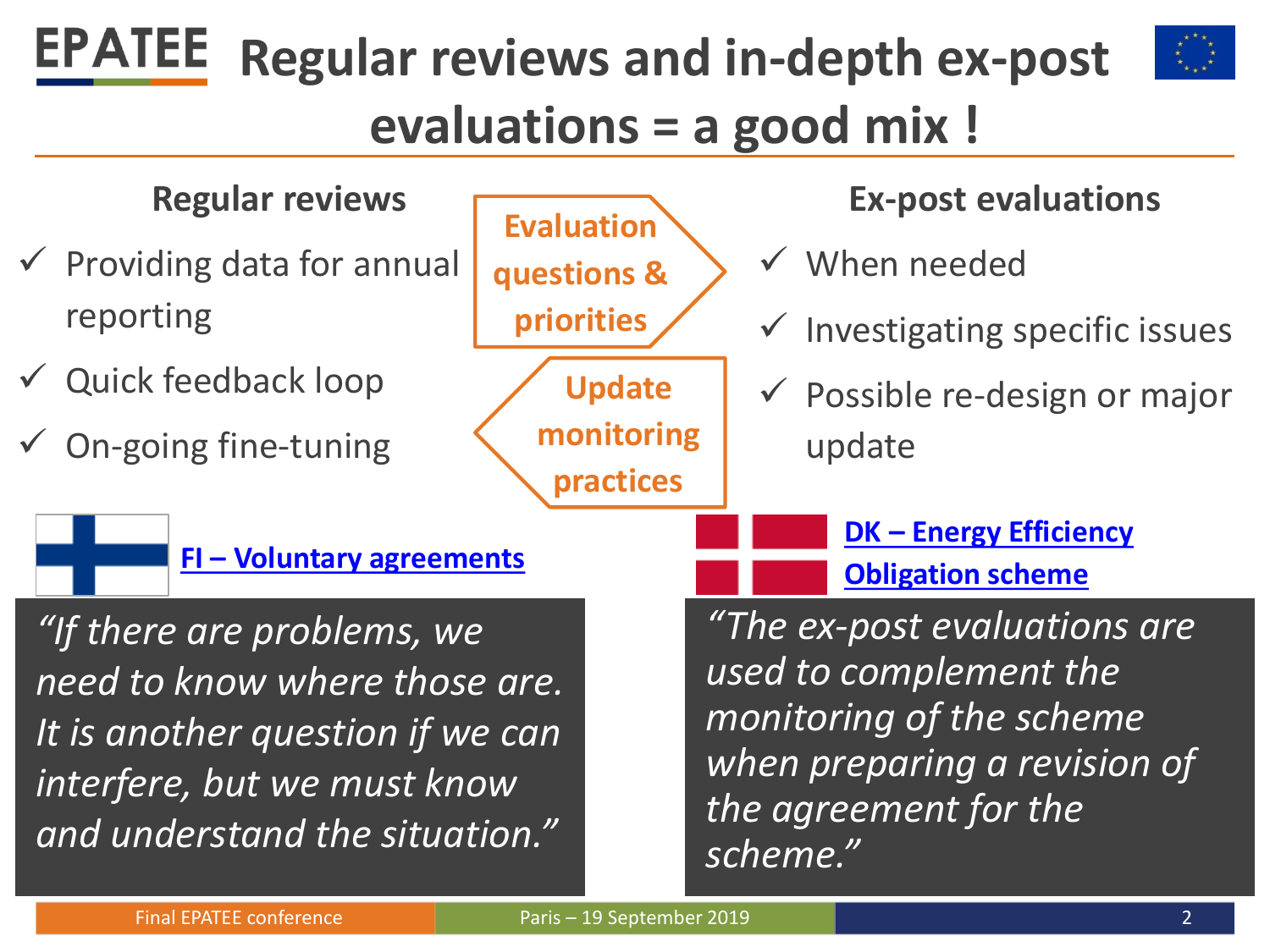# Regular reviews and in-depth ex-post evaluations = a good mix !

## Regular reviews

- ✓ Providing data for annual reporting
- ✓ Quick feedback loop
- ✓ On-going fine-tuning

**Evaluation questions & priorities**

**Update monitoring practices**

## Ex-post evaluations

- ✓ When needed
- ✓ Investigating specific issues
- ✓ Possible re-design or major update

**FI – Voluntary agreements**

*"If there are problems, we need to know where those are. It is another question if we can interfere, but we must know and understand the situation."*

**DK – Energy Efficiency Obligation scheme**

*"The ex-post evaluations are used to complement the monitoring of the scheme when preparing a revision of the agreement for the scheme."*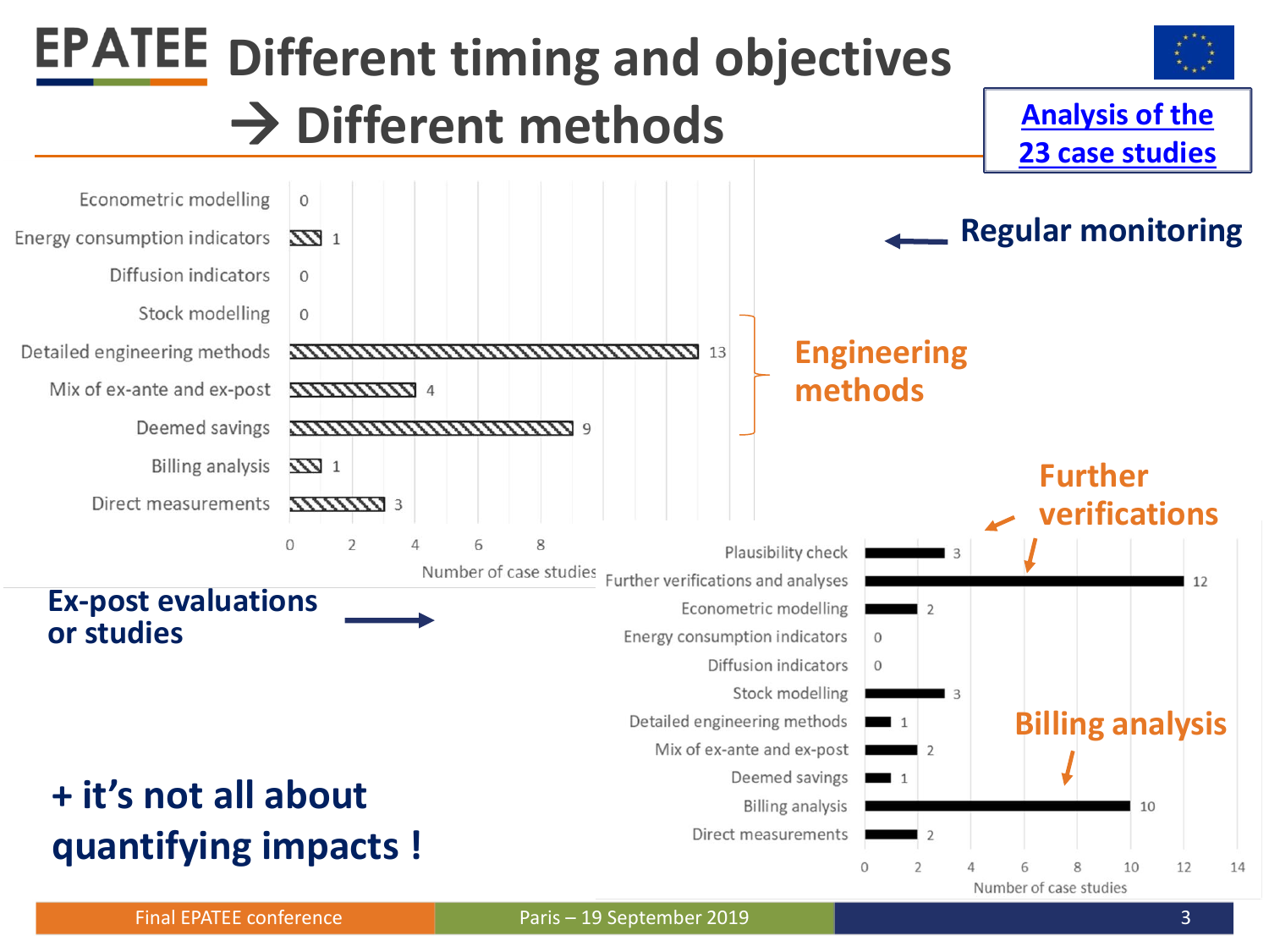# Different timing and objectives → Different methods

**Analysis of the 23 case studies**

**Regular monitoring**

| Method | Number of case studies |
|---|---|
| Econometric modelling | 0 |
| Energy consumption indicators | 1 |
| Diffusion indicators | 0 |
| Stock modelling | 0 |
| Detailed engineering methods | 13 |
| Mix of ex-ante and ex-post | 4 |
| Deemed savings | 9 |
| Billing analysis | 1 |
| Direct measurements | 3 |

**Engineering methods** (Detailed engineering methods; Mix of ex-ante and ex-post; Deemed savings)

**Ex-post evaluations or studies**

| Method | Number of case studies |
|---|---|
| Plausibility check | 3 |
| Further verifications and analyses | 12 |
| Econometric modelling | 2 |
| Energy consumption indicators | 0 |
| Diffusion indicators | 0 |
| Stock modelling | 3 |
| Detailed engineering methods | 1 |
| Mix of ex-ante and ex-post | 2 |
| Deemed savings | 1 |
| Billing analysis | 10 |
| Direct measurements | 2 |

**Further verifications**

**Billing analysis**

**+ it's not all about quantifying impacts !**

Final EPATEE conference | Paris – 19 September 2019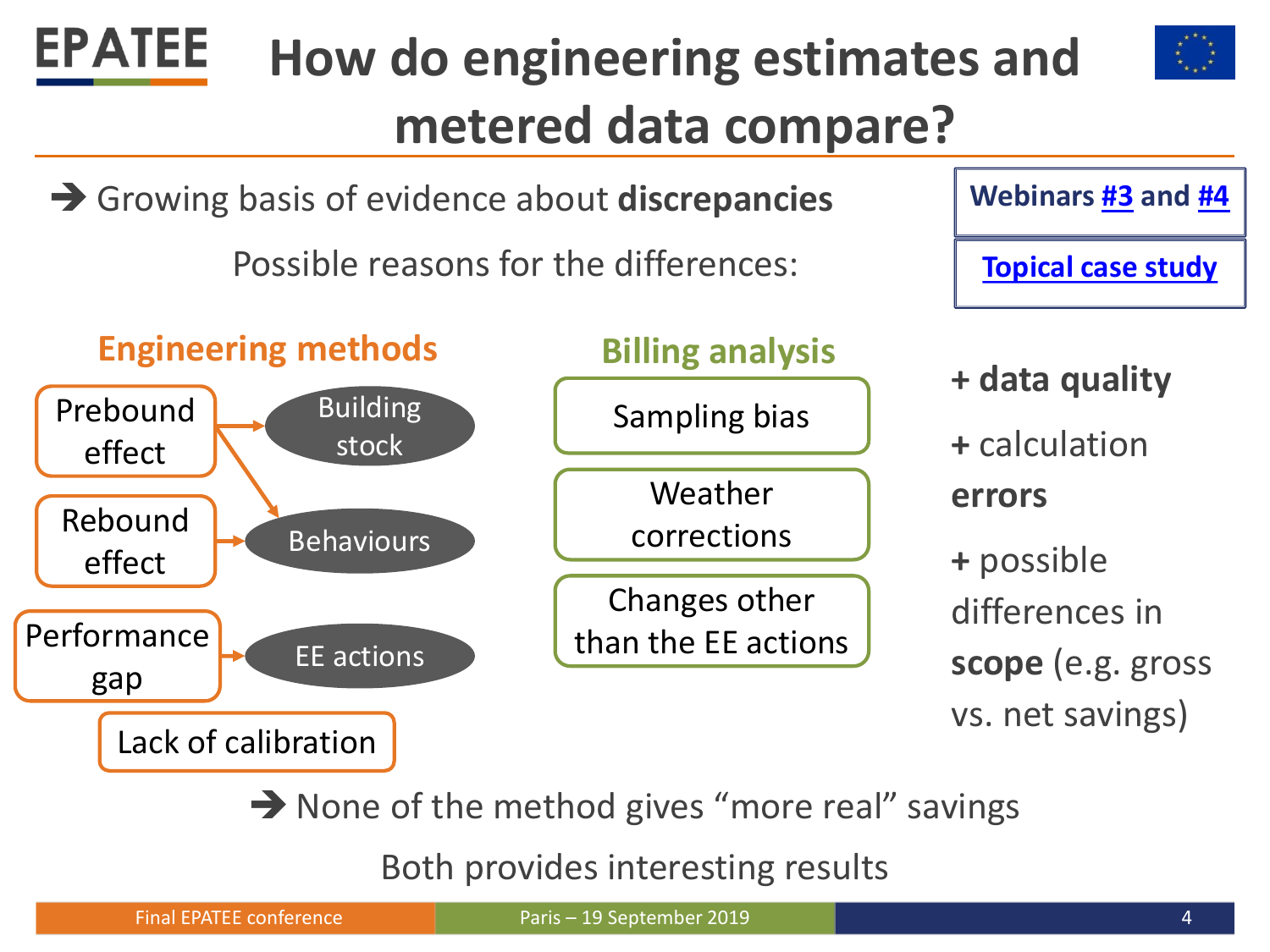# How do engineering estimates and metered data compare?

➔ Growing basis of evidence about **discrepancies**

Possible reasons for the differences:

**Webinars #3 and #4**

**Topical case study**

## Engineering methods

- Prebound effect → Building stock, Behaviours
- Rebound effect → Behaviours
- Performance gap → EE actions
- Lack of calibration

## Billing analysis

- Sampling bias
- Weather corrections
- Changes other than the EE actions

**+ data quality**

**+** calculation **errors**

**+** possible differences in **scope** (e.g. gross vs. net savings)

➔ None of the method gives "more real" savings

Both provides interesting results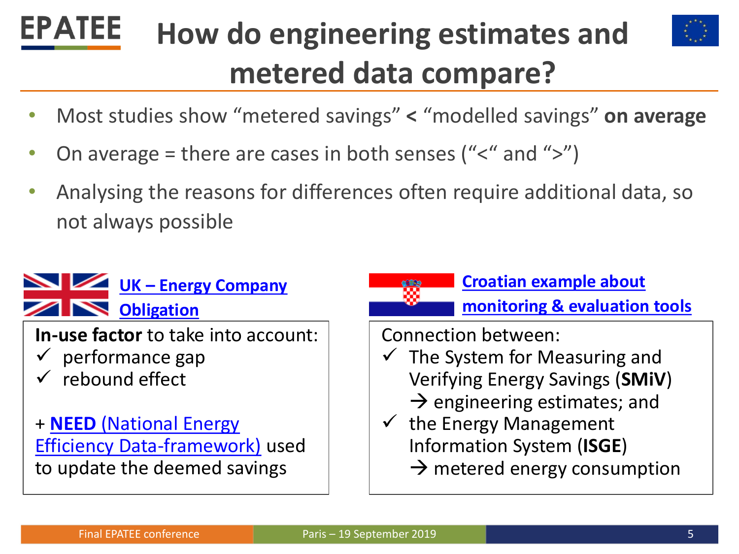# How do engineering estimates and metered data compare?

- Most studies show "metered savings" **<** "modelled savings" **on average**
- On average = there are cases in both senses ("<" and ">")
- Analysing the reasons for differences often require additional data, so not always possible

## UK – Energy Company Obligation

**In-use factor** to take into account:

- ✓ performance gap
- ✓ rebound effect

+ **NEED** (National Energy Efficiency Data-framework) used to update the deemed savings

## Croatian example about monitoring & evaluation tools

Connection between:

- ✓ The System for Measuring and Verifying Energy Savings (**SMiV**) → engineering estimates; and
- ✓ the Energy Management Information System (**ISGE**) → metered energy consumption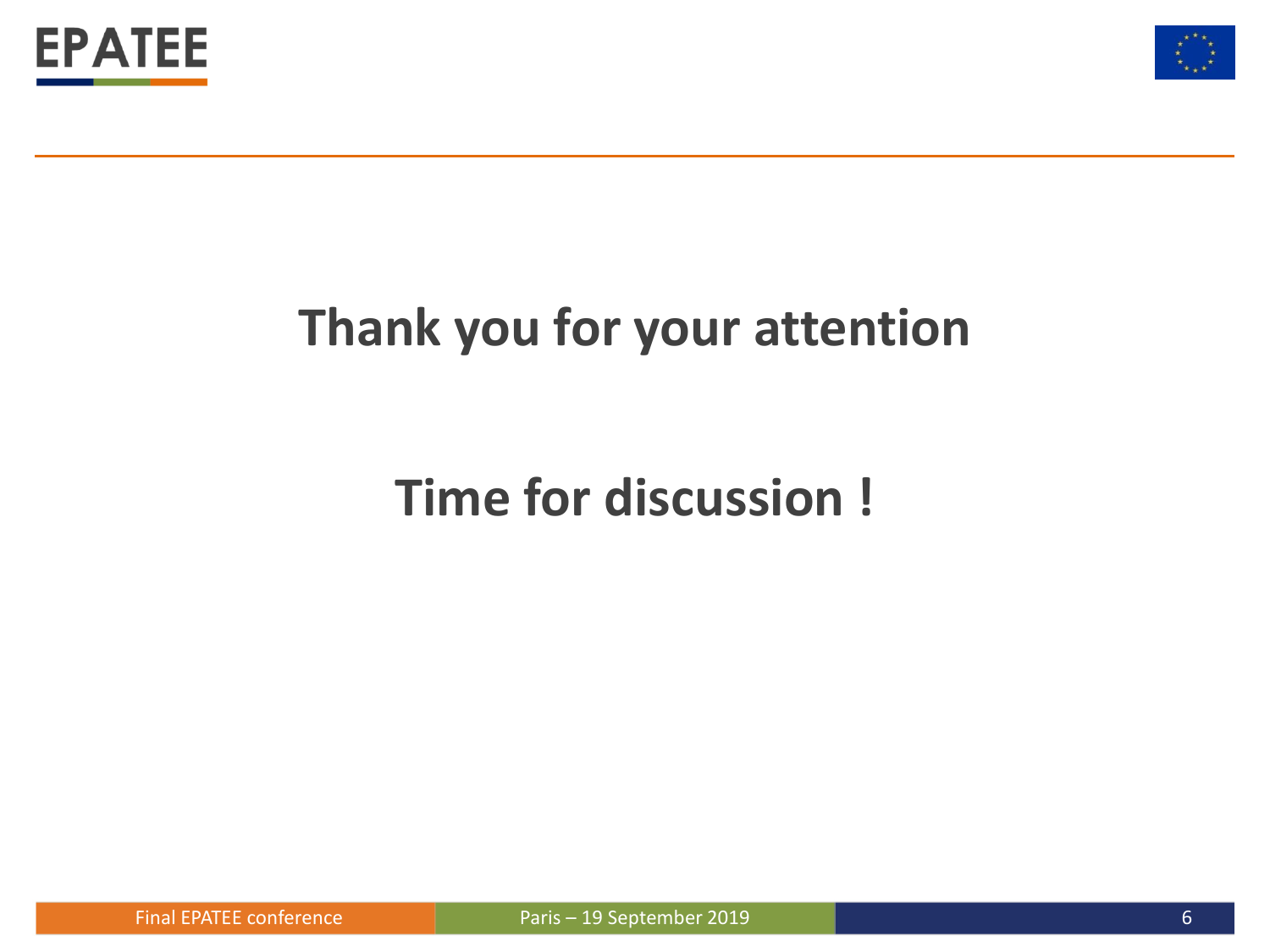# Thank you for your attention

# Time for discussion !